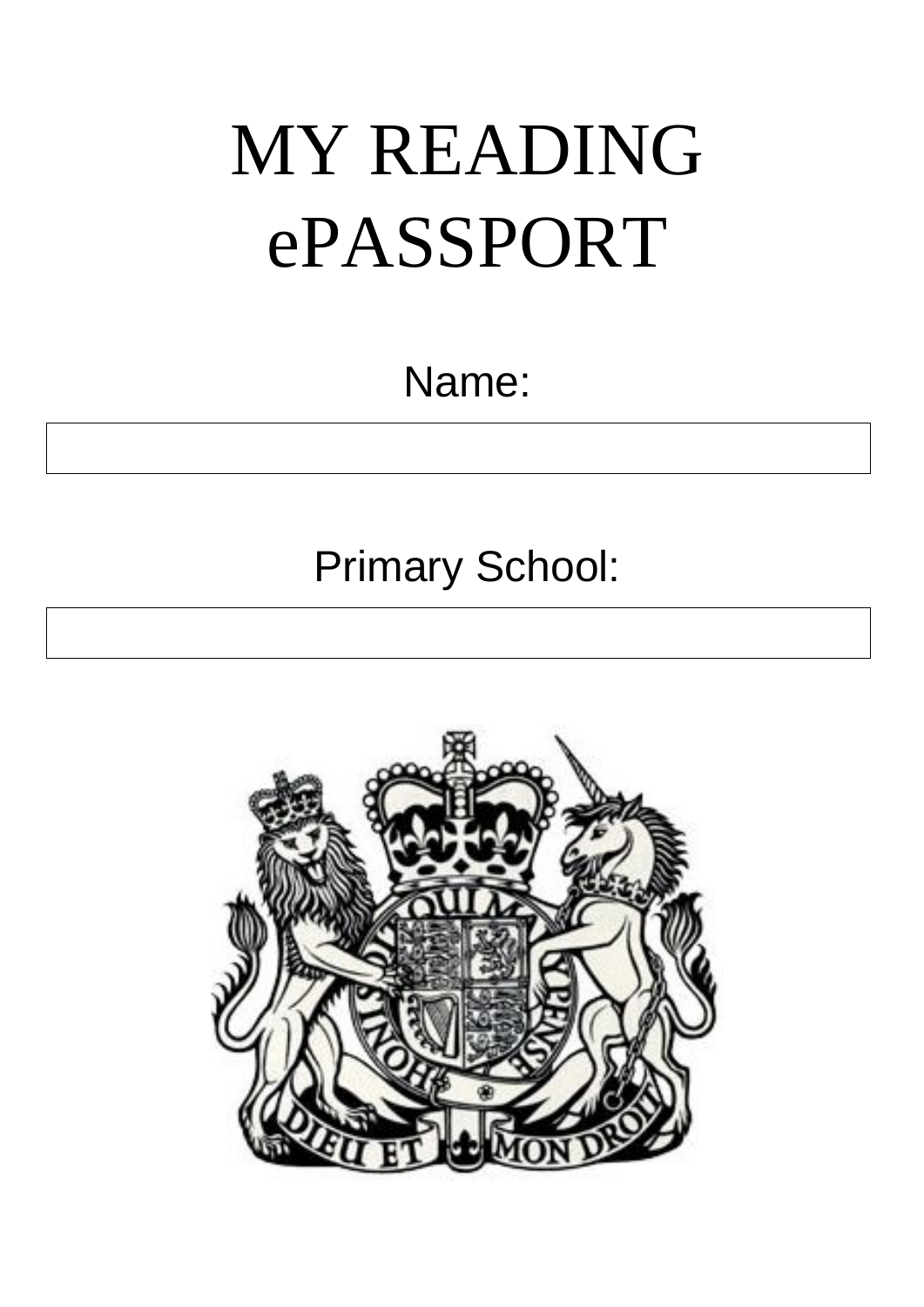# MY READING ePASSPORT

Name:

|  |
| --- |
|  |

Primary School:

|  |
| --- |
|  |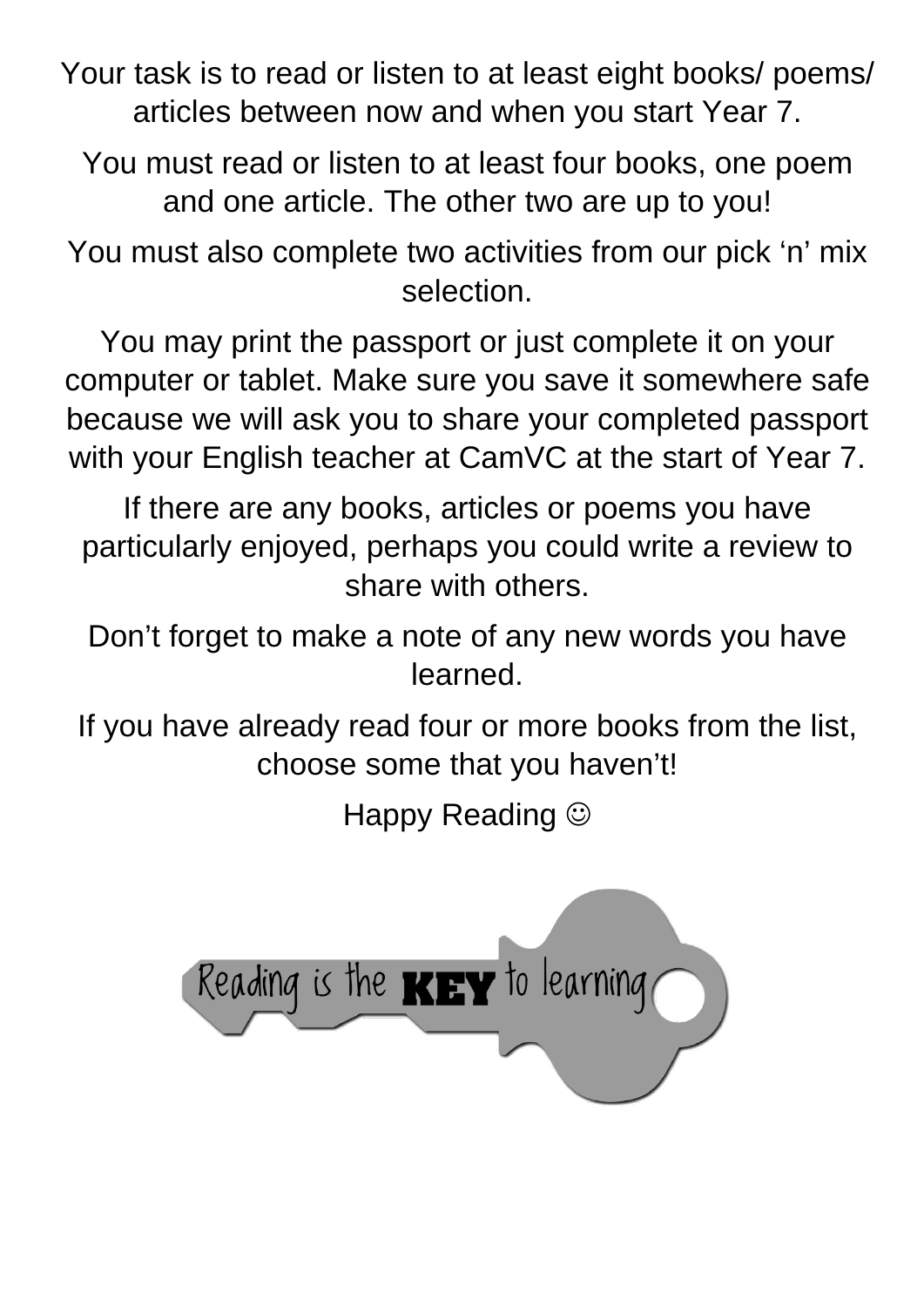Your task is to read or listen to at least eight books/ poems/ articles between now and when you start Year 7.

You must read or listen to at least four books, one poem and one article. The other two are up to you!

You must also complete two activities from our pick 'n' mix selection.

You may print the passport or just complete it on your computer or tablet. Make sure you save it somewhere safe because we will ask you to share your completed passport with your English teacher at CamVC at the start of Year 7.

If there are any books, articles or poems you have particularly enjoyed, perhaps you could write a review to share with others.

Don't forget to make a note of any new words you have learned.

If you have already read four or more books from the list, choose some that you haven't!

Happy Reading ☺

Reading is the **KEY** to learning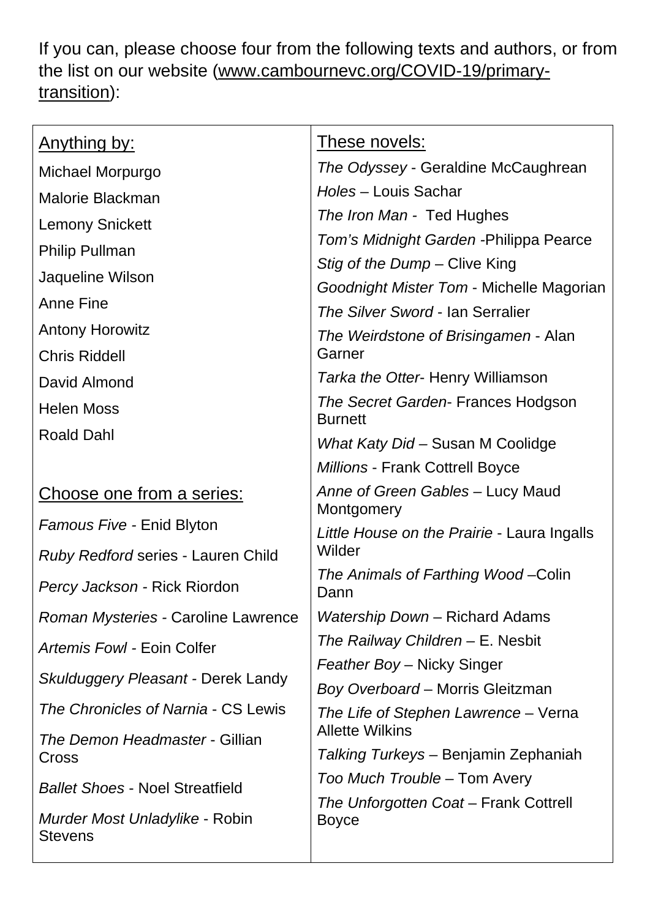If you can, please choose four from the following texts and authors, or from the list on our website (www.cambournevc.org/COVID-19/primary-transition):

<u>Anything by:</u>

Michael Morpurgo
Malorie Blackman
Lemony Snickett
Philip Pullman
Jaqueline Wilson
Anne Fine
Antony Horowitz
Chris Riddell
David Almond
Helen Moss
Roald Dahl

<u>Choose one from a series:</u>

*Famous Five* - Enid Blyton
*Ruby Redford* series - Lauren Child
*Percy Jackson* - Rick Riordon
*Roman Mysteries* - Caroline Lawrence
*Artemis Fowl* - Eoin Colfer
*Skulduggery Pleasant* - Derek Landy
*The Chronicles of Narnia* - CS Lewis
*The Demon Headmaster* - Gillian Cross
*Ballet Shoes* - Noel Streatfield
*Murder Most Unladylike* - Robin Stevens

<u>These novels:</u>

*The Odyssey* - Geraldine McCaughrean
*Holes* – Louis Sachar
*The Iron Man* - Ted Hughes
*Tom's Midnight Garden* -Philippa Pearce
*Stig of the Dump* – Clive King
*Goodnight Mister Tom* - Michelle Magorian
*The Silver Sword* - Ian Serralier
*The Weirdstone of Brisingamen* - Alan Garner
*Tarka the Otter*- Henry Williamson
*The Secret Garden*- Frances Hodgson Burnett
*What Katy Did* – Susan M Coolidge
*Millions* - Frank Cottrell Boyce
*Anne of Green Gables* – Lucy Maud Montgomery
*Little House on the Prairie* - Laura Ingalls Wilder
*The Animals of Farthing Wood* –Colin Dann
*Watership Down* – Richard Adams
*The Railway Children* – E. Nesbit
*Feather Boy* – Nicky Singer
*Boy Overboard* – Morris Gleitzman
*The Life of Stephen Lawrence* – Verna Allette Wilkins
*Talking Turkeys* – Benjamin Zephaniah
*Too Much Trouble* – Tom Avery
*The Unforgotten Coat* – Frank Cottrell Boyce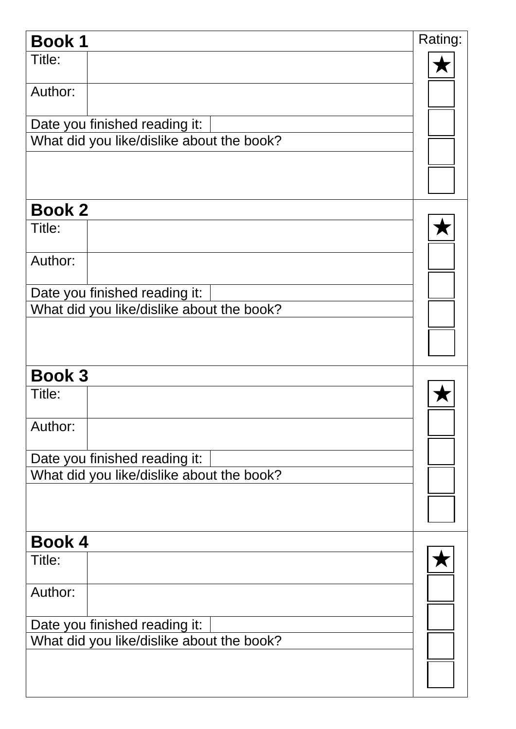| **Book 1** | | | Rating: |
|---|---|---|---|
| Title: | | | ★ |
| Author: | | | ☐ |
| Date you finished reading it: | | | ☐ |
| What did you like/dislike about the book? | | | ☐ |
| | | | ☐ |
| **Book 2** | | | |
| Title: | | | ★ |
| Author: | | | ☐ |
| Date you finished reading it: | | | ☐ |
| What did you like/dislike about the book? | | | ☐ |
| | | | ☐ |
| **Book 3** | | | |
| Title: | | | ★ |
| Author: | | | ☐ |
| Date you finished reading it: | | | ☐ |
| What did you like/dislike about the book? | | | ☐ |
| | | | ☐ |
| **Book 4** | | | |
| Title: | | | ★ |
| Author: | | | ☐ |
| Date you finished reading it: | | | ☐ |
| What did you like/dislike about the book? | | | ☐ |
| | | | ☐ |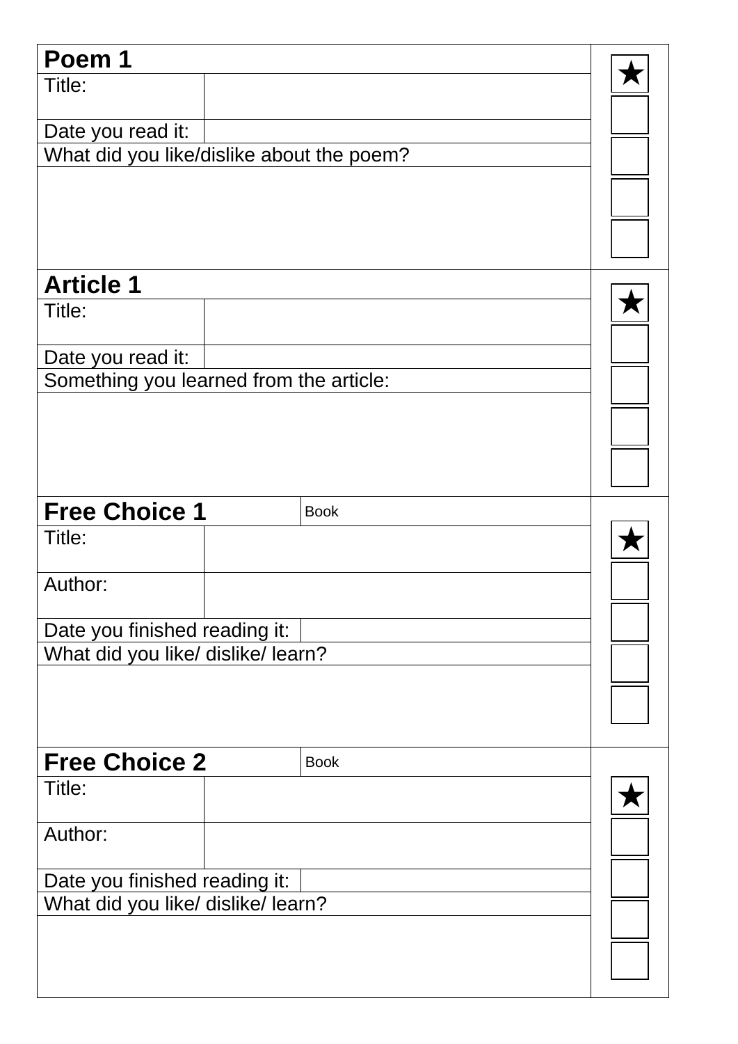## Poem 1

| | | |
|---|---|---|
| Title: | | ★ ☐ ☐ ☐ ☐ |
| Date you read it: | | |
| What did you like/dislike about the poem? | | |
| | | |

## Article 1

| | | |
|---|---|---|
| Title: | | ★ ☐ ☐ ☐ ☐ |
| Date you read it: | | |
| Something you learned from the article: | | |
| | | |

## Free Choice 1

| | | |
|---|---|---|
| **Free Choice 1** | Book | ★ ☐ ☐ ☐ ☐ |
| Title: | | |
| Author: | | |
| Date you finished reading it: | | |
| What did you like/ dislike/ learn? | | |
| | | |

## Free Choice 2

| | | |
|---|---|---|
| **Free Choice 2** | Book | ★ ☐ ☐ ☐ ☐ |
| Title: | | |
| Author: | | |
| Date you finished reading it: | | |
| What did you like/ dislike/ learn? | | |
| | | |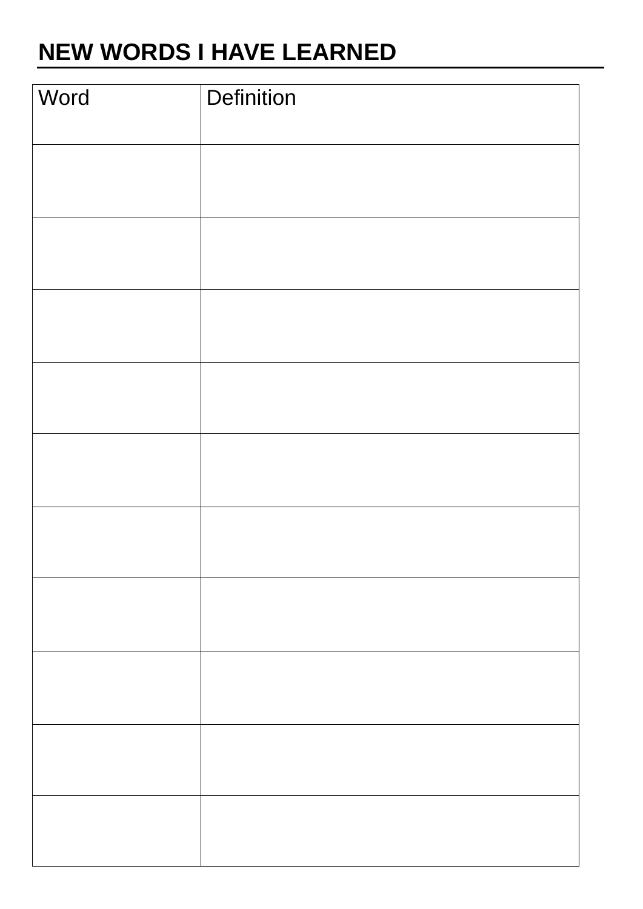## NEW WORDS I HAVE LEARNED

| Word | Definition |
|---|---|
| | |
| | |
| | |
| | |
| | |
| | |
| | |
| | |
| | |
| | |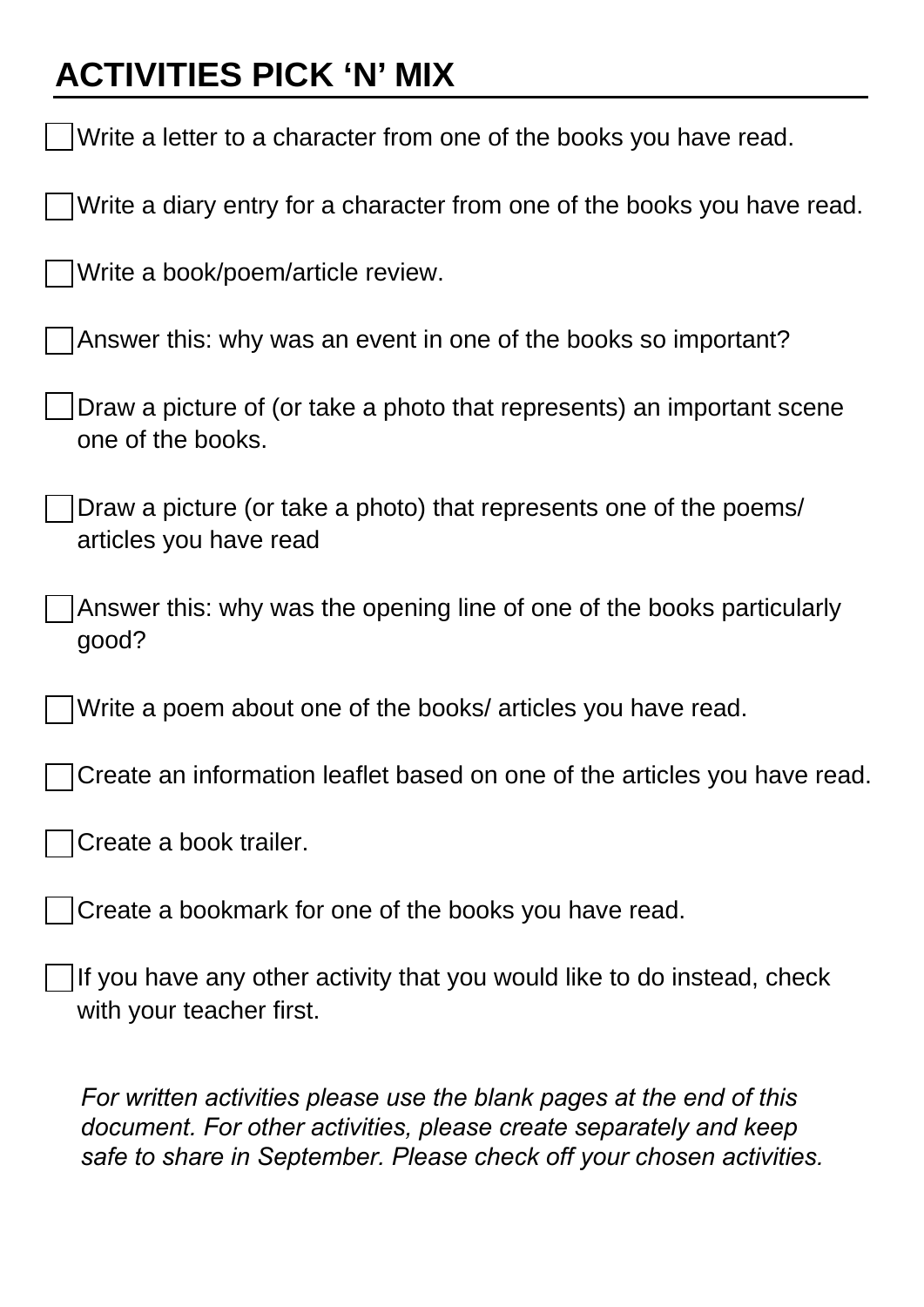# ACTIVITIES PICK 'N' MIX

- [ ] Write a letter to a character from one of the books you have read.
- [ ] Write a diary entry for a character from one of the books you have read.
- [ ] Write a book/poem/article review.
- [ ] Answer this: why was an event in one of the books so important?
- [ ] Draw a picture of (or take a photo that represents) an important scene one of the books.
- [ ] Draw a picture (or take a photo) that represents one of the poems/ articles you have read
- [ ] Answer this: why was the opening line of one of the books particularly good?
- [ ] Write a poem about one of the books/ articles you have read.
- [ ] Create an information leaflet based on one of the articles you have read.
- [ ] Create a book trailer.
- [ ] Create a bookmark for one of the books you have read.
- [ ] If you have any other activity that you would like to do instead, check with your teacher first.

*For written activities please use the blank pages at the end of this document. For other activities, please create separately and keep safe to share in September. Please check off your chosen activities.*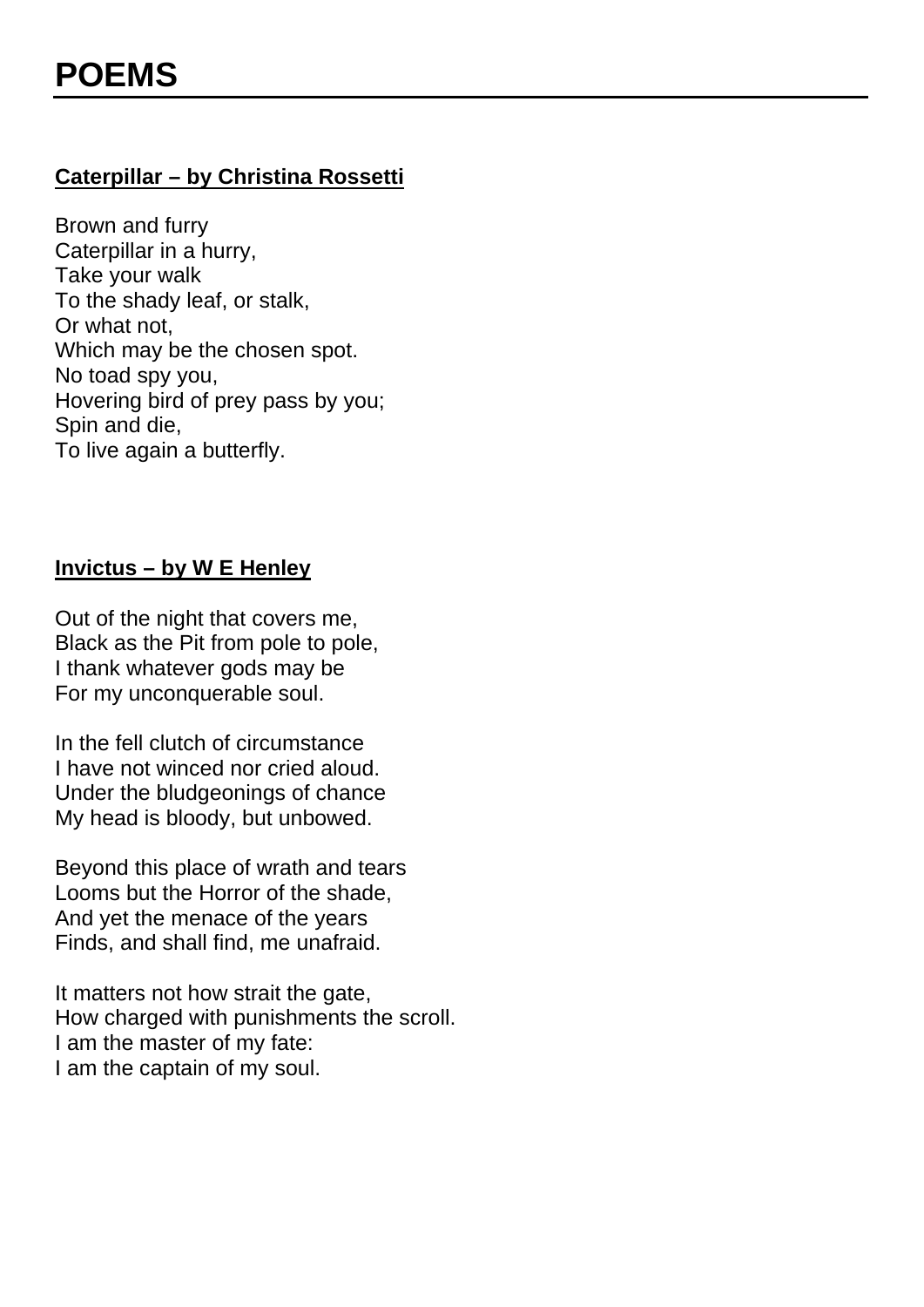# POEMS

**Caterpillar – by Christina Rossetti**

Brown and furry  
Caterpillar in a hurry,  
Take your walk  
To the shady leaf, or stalk,  
Or what not,  
Which may be the chosen spot.  
No toad spy you,  
Hovering bird of prey pass by you;  
Spin and die,  
To live again a butterfly.

**Invictus – by W E Henley**

Out of the night that covers me,  
Black as the Pit from pole to pole,  
I thank whatever gods may be  
For my unconquerable soul.

In the fell clutch of circumstance  
I have not winced nor cried aloud.  
Under the bludgeonings of chance  
My head is bloody, but unbowed.

Beyond this place of wrath and tears  
Looms but the Horror of the shade,  
And yet the menace of the years  
Finds, and shall find, me unafraid.

It matters not how strait the gate,  
How charged with punishments the scroll.  
I am the master of my fate:  
I am the captain of my soul.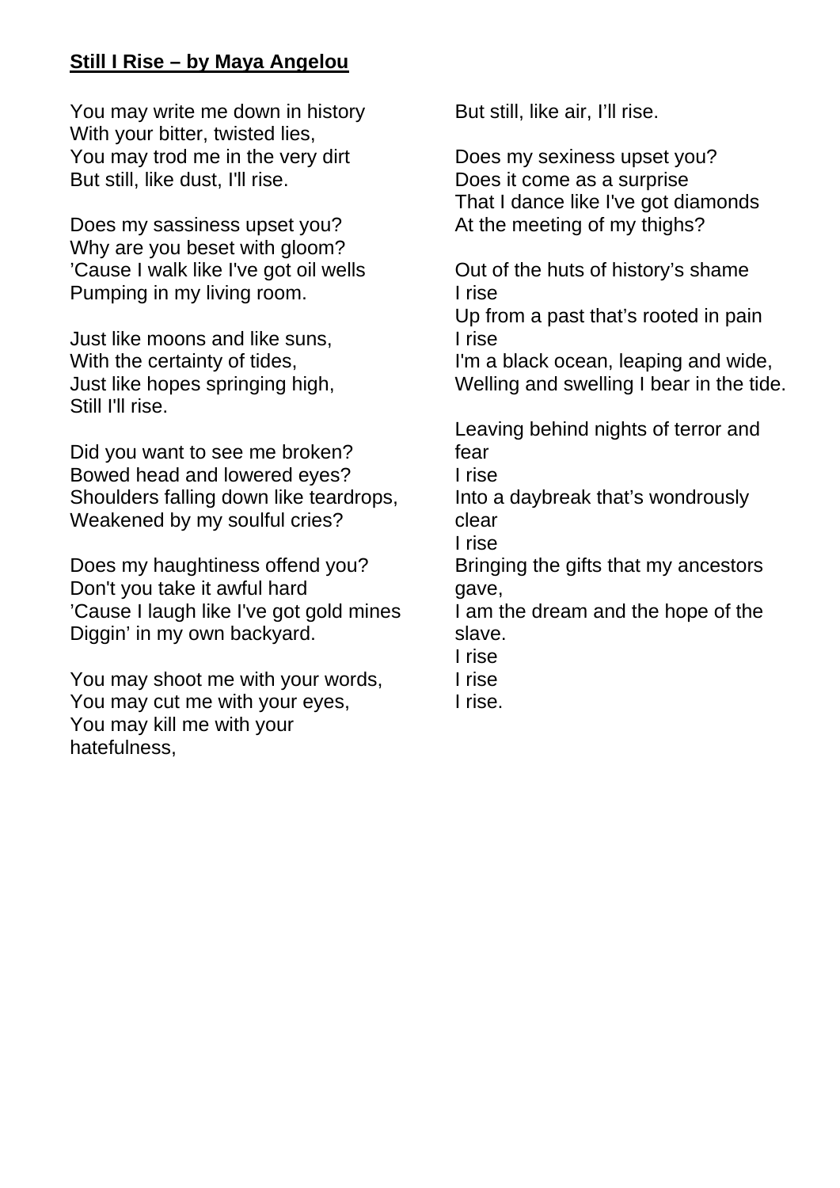**Still I Rise – by Maya Angelou**

You may write me down in history
With your bitter, twisted lies,
You may trod me in the very dirt
But still, like dust, I'll rise.

Does my sassiness upset you?
Why are you beset with gloom?
'Cause I walk like I've got oil wells
Pumping in my living room.

Just like moons and like suns,
With the certainty of tides,
Just like hopes springing high,
Still I'll rise.

Did you want to see me broken?
Bowed head and lowered eyes?
Shoulders falling down like teardrops,
Weakened by my soulful cries?

Does my haughtiness offend you?
Don't you take it awful hard
'Cause I laugh like I've got gold mines
Diggin' in my own backyard.

You may shoot me with your words,
You may cut me with your eyes,
You may kill me with your
hatefulness,
But still, like air, I'll rise.

Does my sexiness upset you?
Does it come as a surprise
That I dance like I've got diamonds
At the meeting of my thighs?

Out of the huts of history's shame
I rise
Up from a past that's rooted in pain
I rise
I'm a black ocean, leaping and wide,
Welling and swelling I bear in the tide.

Leaving behind nights of terror and
fear
I rise
Into a daybreak that's wondrously
clear
I rise
Bringing the gifts that my ancestors
gave,
I am the dream and the hope of the
slave.
I rise
I rise
I rise.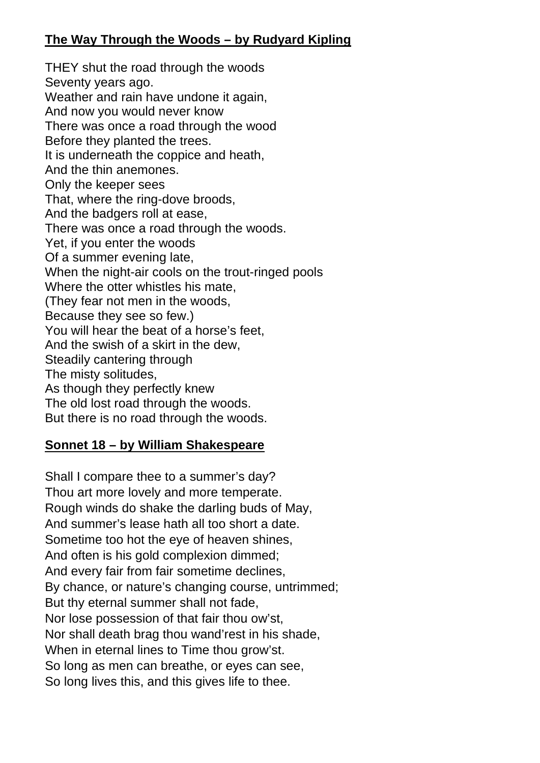**The Way Through the Woods – by Rudyard Kipling**

THEY shut the road through the woods
Seventy years ago.
Weather and rain have undone it again,
And now you would never know
There was once a road through the wood
Before they planted the trees.
It is underneath the coppice and heath,
And the thin anemones.
Only the keeper sees
That, where the ring-dove broods,
And the badgers roll at ease,
There was once a road through the woods.
Yet, if you enter the woods
Of a summer evening late,
When the night-air cools on the trout-ringed pools
Where the otter whistles his mate,
(They fear not men in the woods,
Because they see so few.)
You will hear the beat of a horse's feet,
And the swish of a skirt in the dew,
Steadily cantering through
The misty solitudes,
As though they perfectly knew
The old lost road through the woods.
But there is no road through the woods.

**Sonnet 18 – by William Shakespeare**

Shall I compare thee to a summer's day?
Thou art more lovely and more temperate.
Rough winds do shake the darling buds of May,
And summer's lease hath all too short a date.
Sometime too hot the eye of heaven shines,
And often is his gold complexion dimmed;
And every fair from fair sometime declines,
By chance, or nature's changing course, untrimmed;
But thy eternal summer shall not fade,
Nor lose possession of that fair thou ow'st,
Nor shall death brag thou wand'rest in his shade,
When in eternal lines to Time thou grow'st.
So long as men can breathe, or eyes can see,
So long lives this, and this gives life to thee.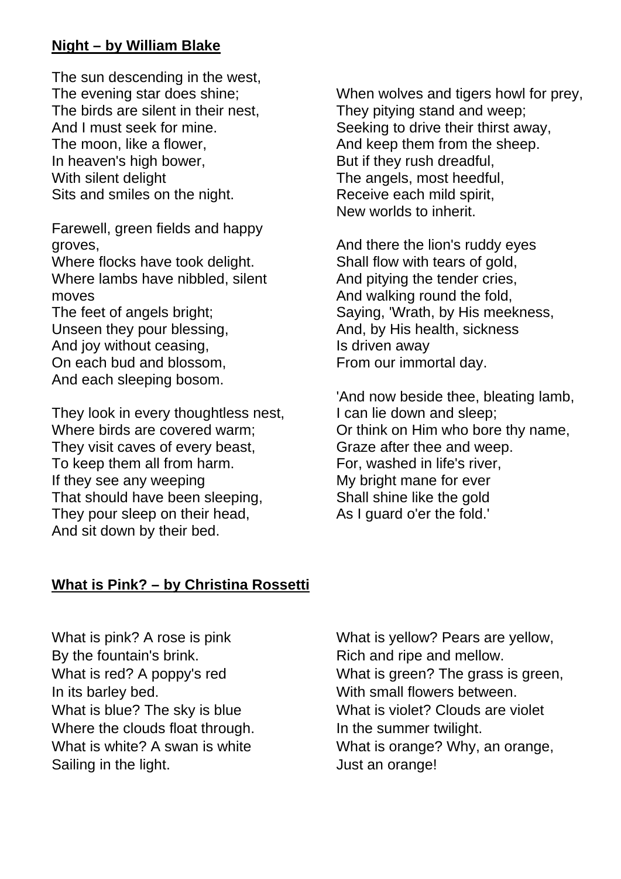**Night – by William Blake**

The sun descending in the west,  
The evening star does shine;  
The birds are silent in their nest,  
And I must seek for mine.  
The moon, like a flower,  
In heaven's high bower,  
With silent delight  
Sits and smiles on the night.

Farewell, green fields and happy groves,  
Where flocks have took delight.  
Where lambs have nibbled, silent moves  
The feet of angels bright;  
Unseen they pour blessing,  
And joy without ceasing,  
On each bud and blossom,  
And each sleeping bosom.

They look in every thoughtless nest,  
Where birds are covered warm;  
They visit caves of every beast,  
To keep them all from harm.  
If they see any weeping  
That should have been sleeping,  
They pour sleep on their head,  
And sit down by their bed.

When wolves and tigers howl for prey,  
They pitying stand and weep;  
Seeking to drive their thirst away,  
And keep them from the sheep.  
But if they rush dreadful,  
The angels, most heedful,  
Receive each mild spirit,  
New worlds to inherit.

And there the lion's ruddy eyes  
Shall flow with tears of gold,  
And pitying the tender cries,  
And walking round the fold,  
Saying, 'Wrath, by His meekness,  
And, by His health, sickness  
Is driven away  
From our immortal day.

'And now beside thee, bleating lamb,  
I can lie down and sleep;  
Or think on Him who bore thy name,  
Graze after thee and weep.  
For, washed in life's river,  
My bright mane for ever  
Shall shine like the gold  
As I guard o'er the fold.'

**What is Pink? – by Christina Rossetti**

What is pink? A rose is pink  
By the fountain's brink.  
What is red? A poppy's red  
In its barley bed.  
What is blue? The sky is blue  
Where the clouds float through.  
What is white? A swan is white  
Sailing in the light.

What is yellow? Pears are yellow,  
Rich and ripe and mellow.  
What is green? The grass is green,  
With small flowers between.  
What is violet? Clouds are violet  
In the summer twilight.  
What is orange? Why, an orange,  
Just an orange!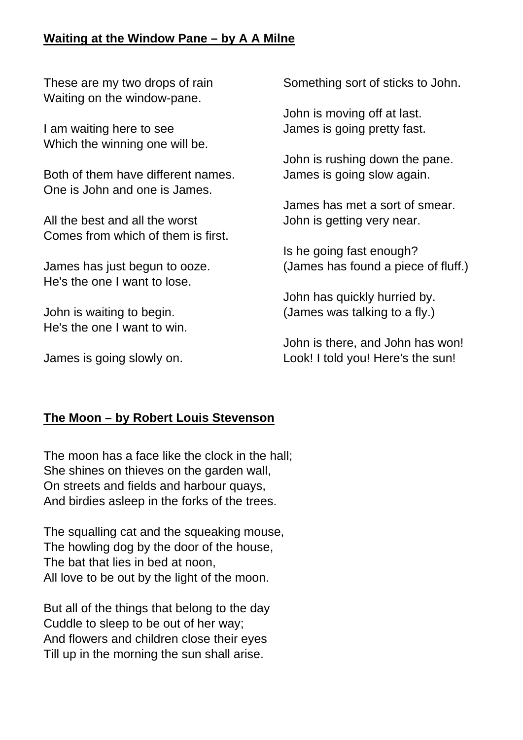**Waiting at the Window Pane – by A A Milne**

These are my two drops of rain
Waiting on the window-pane.

I am waiting here to see
Which the winning one will be.

Both of them have different names.
One is John and one is James.

All the best and all the worst
Comes from which of them is first.

James has just begun to ooze.
He's the one I want to lose.

John is waiting to begin.
He's the one I want to win.

James is going slowly on.
Something sort of sticks to John.

John is moving off at last.
James is going pretty fast.

John is rushing down the pane.
James is going slow again.

James has met a sort of smear.
John is getting very near.

Is he going fast enough?
(James has found a piece of fluff.)

John has quickly hurried by.
(James was talking to a fly.)

John is there, and John has won!
Look! I told you! Here's the sun!

**The Moon – by Robert Louis Stevenson**

The moon has a face like the clock in the hall;
She shines on thieves on the garden wall,
On streets and fields and harbour quays,
And birdies asleep in the forks of the trees.

The squalling cat and the squeaking mouse,
The howling dog by the door of the house,
The bat that lies in bed at noon,
All love to be out by the light of the moon.

But all of the things that belong to the day
Cuddle to sleep to be out of her way;
And flowers and children close their eyes
Till up in the morning the sun shall arise.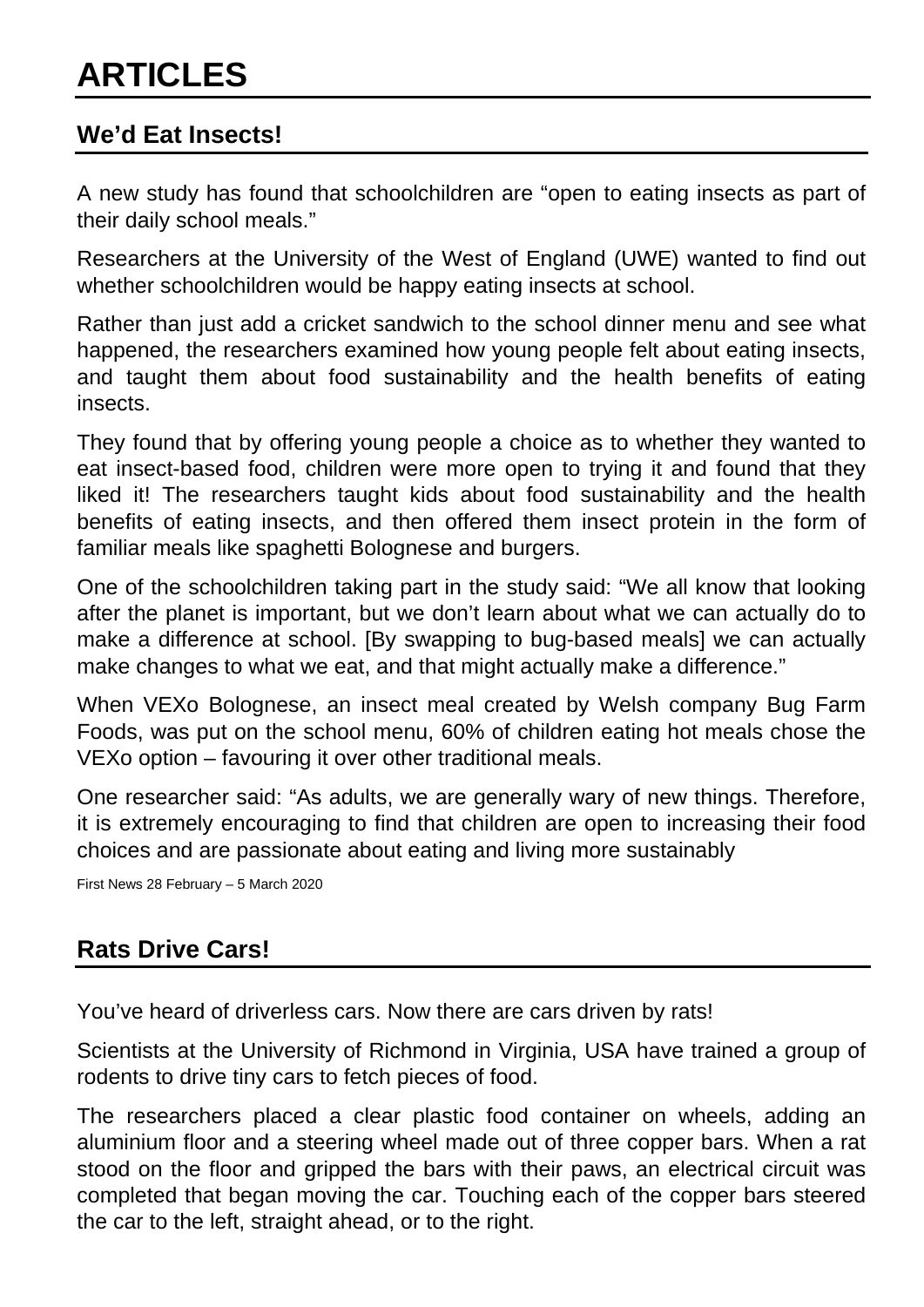# ARTICLES

## We'd Eat Insects!

A new study has found that schoolchildren are "open to eating insects as part of their daily school meals."

Researchers at the University of the West of England (UWE) wanted to find out whether schoolchildren would be happy eating insects at school.

Rather than just add a cricket sandwich to the school dinner menu and see what happened, the researchers examined how young people felt about eating insects, and taught them about food sustainability and the health benefits of eating insects.

They found that by offering young people a choice as to whether they wanted to eat insect-based food, children were more open to trying it and found that they liked it! The researchers taught kids about food sustainability and the health benefits of eating insects, and then offered them insect protein in the form of familiar meals like spaghetti Bolognese and burgers.

One of the schoolchildren taking part in the study said: "We all know that looking after the planet is important, but we don't learn about what we can actually do to make a difference at school. [By swapping to bug-based meals] we can actually make changes to what we eat, and that might actually make a difference."

When VEXo Bolognese, an insect meal created by Welsh company Bug Farm Foods, was put on the school menu, 60% of children eating hot meals chose the VEXo option – favouring it over other traditional meals.

One researcher said: "As adults, we are generally wary of new things. Therefore, it is extremely encouraging to find that children are open to increasing their food choices and are passionate about eating and living more sustainably

First News 28 February – 5 March 2020

## Rats Drive Cars!

You've heard of driverless cars. Now there are cars driven by rats!

Scientists at the University of Richmond in Virginia, USA have trained a group of rodents to drive tiny cars to fetch pieces of food.

The researchers placed a clear plastic food container on wheels, adding an aluminium floor and a steering wheel made out of three copper bars. When a rat stood on the floor and gripped the bars with their paws, an electrical circuit was completed that began moving the car. Touching each of the copper bars steered the car to the left, straight ahead, or to the right.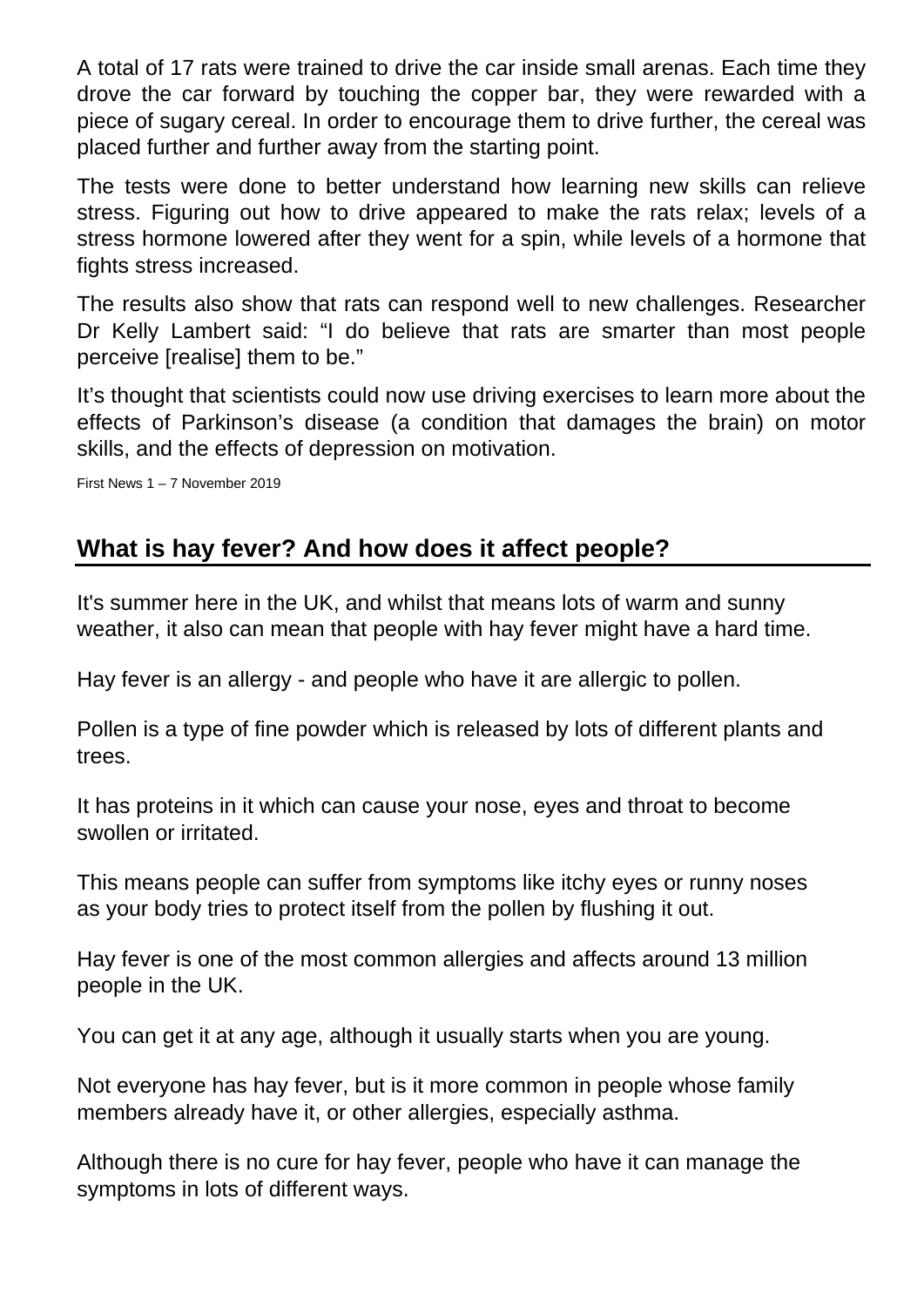A total of 17 rats were trained to drive the car inside small arenas. Each time they drove the car forward by touching the copper bar, they were rewarded with a piece of sugary cereal. In order to encourage them to drive further, the cereal was placed further and further away from the starting point.

The tests were done to better understand how learning new skills can relieve stress. Figuring out how to drive appeared to make the rats relax; levels of a stress hormone lowered after they went for a spin, while levels of a hormone that fights stress increased.

The results also show that rats can respond well to new challenges. Researcher Dr Kelly Lambert said: “I do believe that rats are smarter than most people perceive [realise] them to be.”

It’s thought that scientists could now use driving exercises to learn more about the effects of Parkinson’s disease (a condition that damages the brain) on motor skills, and the effects of depression on motivation.

First News 1 – 7 November 2019

## What is hay fever? And how does it affect people?

It's summer here in the UK, and whilst that means lots of warm and sunny weather, it also can mean that people with hay fever might have a hard time.

Hay fever is an allergy - and people who have it are allergic to pollen.

Pollen is a type of fine powder which is released by lots of different plants and trees.

It has proteins in it which can cause your nose, eyes and throat to become swollen or irritated.

This means people can suffer from symptoms like itchy eyes or runny noses as your body tries to protect itself from the pollen by flushing it out.

Hay fever is one of the most common allergies and affects around 13 million people in the UK.

You can get it at any age, although it usually starts when you are young.

Not everyone has hay fever, but is it more common in people whose family members already have it, or other allergies, especially asthma.

Although there is no cure for hay fever, people who have it can manage the symptoms in lots of different ways.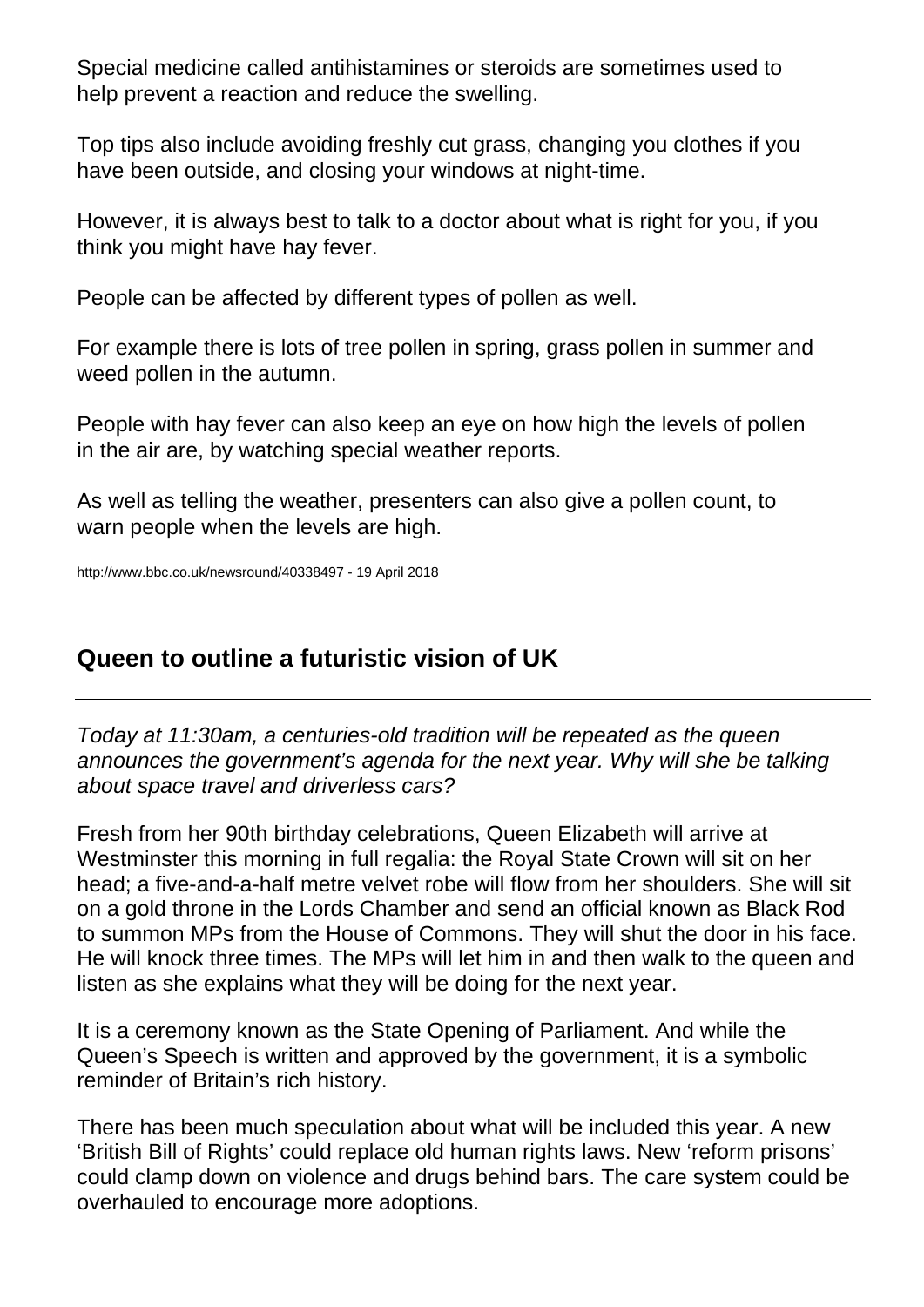Special medicine called antihistamines or steroids are sometimes used to help prevent a reaction and reduce the swelling.

Top tips also include avoiding freshly cut grass, changing you clothes if you have been outside, and closing your windows at night-time.

However, it is always best to talk to a doctor about what is right for you, if you think you might have hay fever.

People can be affected by different types of pollen as well.

For example there is lots of tree pollen in spring, grass pollen in summer and weed pollen in the autumn.

People with hay fever can also keep an eye on how high the levels of pollen in the air are, by watching special weather reports.

As well as telling the weather, presenters can also give a pollen count, to warn people when the levels are high.

http://www.bbc.co.uk/newsround/40338497 - 19 April 2018

## Queen to outline a futuristic vision of UK

---

*Today at 11:30am, a centuries-old tradition will be repeated as the queen announces the government's agenda for the next year. Why will she be talking about space travel and driverless cars?*

Fresh from her 90th birthday celebrations, Queen Elizabeth will arrive at Westminster this morning in full regalia: the Royal State Crown will sit on her head; a five-and-a-half metre velvet robe will flow from her shoulders. She will sit on a gold throne in the Lords Chamber and send an official known as Black Rod to summon MPs from the House of Commons. They will shut the door in his face. He will knock three times. The MPs will let him in and then walk to the queen and listen as she explains what they will be doing for the next year.

It is a ceremony known as the State Opening of Parliament. And while the Queen's Speech is written and approved by the government, it is a symbolic reminder of Britain's rich history.

There has been much speculation about what will be included this year. A new 'British Bill of Rights' could replace old human rights laws. New 'reform prisons' could clamp down on violence and drugs behind bars. The care system could be overhauled to encourage more adoptions.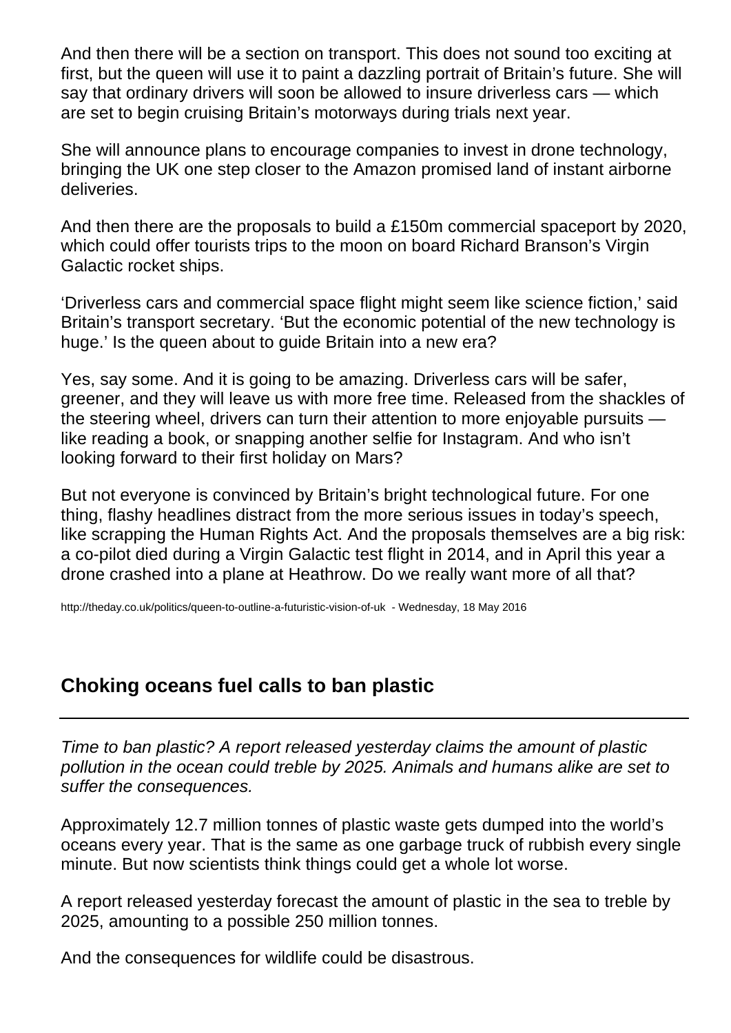And then there will be a section on transport. This does not sound too exciting at first, but the queen will use it to paint a dazzling portrait of Britain's future. She will say that ordinary drivers will soon be allowed to insure driverless cars — which are set to begin cruising Britain's motorways during trials next year.

She will announce plans to encourage companies to invest in drone technology, bringing the UK one step closer to the Amazon promised land of instant airborne deliveries.

And then there are the proposals to build a £150m commercial spaceport by 2020, which could offer tourists trips to the moon on board Richard Branson's Virgin Galactic rocket ships.

'Driverless cars and commercial space flight might seem like science fiction,' said Britain's transport secretary. 'But the economic potential of the new technology is huge.' Is the queen about to guide Britain into a new era?

Yes, say some. And it is going to be amazing. Driverless cars will be safer, greener, and they will leave us with more free time. Released from the shackles of the steering wheel, drivers can turn their attention to more enjoyable pursuits — like reading a book, or snapping another selfie for Instagram. And who isn't looking forward to their first holiday on Mars?

But not everyone is convinced by Britain's bright technological future. For one thing, flashy headlines distract from the more serious issues in today's speech, like scrapping the Human Rights Act. And the proposals themselves are a big risk: a co-pilot died during a Virgin Galactic test flight in 2014, and in April this year a drone crashed into a plane at Heathrow. Do we really want more of all that?

http://theday.co.uk/politics/queen-to-outline-a-futuristic-vision-of-uk - Wednesday, 18 May 2016

## Choking oceans fuel calls to ban plastic

---

*Time to ban plastic? A report released yesterday claims the amount of plastic pollution in the ocean could treble by 2025. Animals and humans alike are set to suffer the consequences.*

Approximately 12.7 million tonnes of plastic waste gets dumped into the world's oceans every year. That is the same as one garbage truck of rubbish every single minute. But now scientists think things could get a whole lot worse.

A report released yesterday forecast the amount of plastic in the sea to treble by 2025, amounting to a possible 250 million tonnes.

And the consequences for wildlife could be disastrous.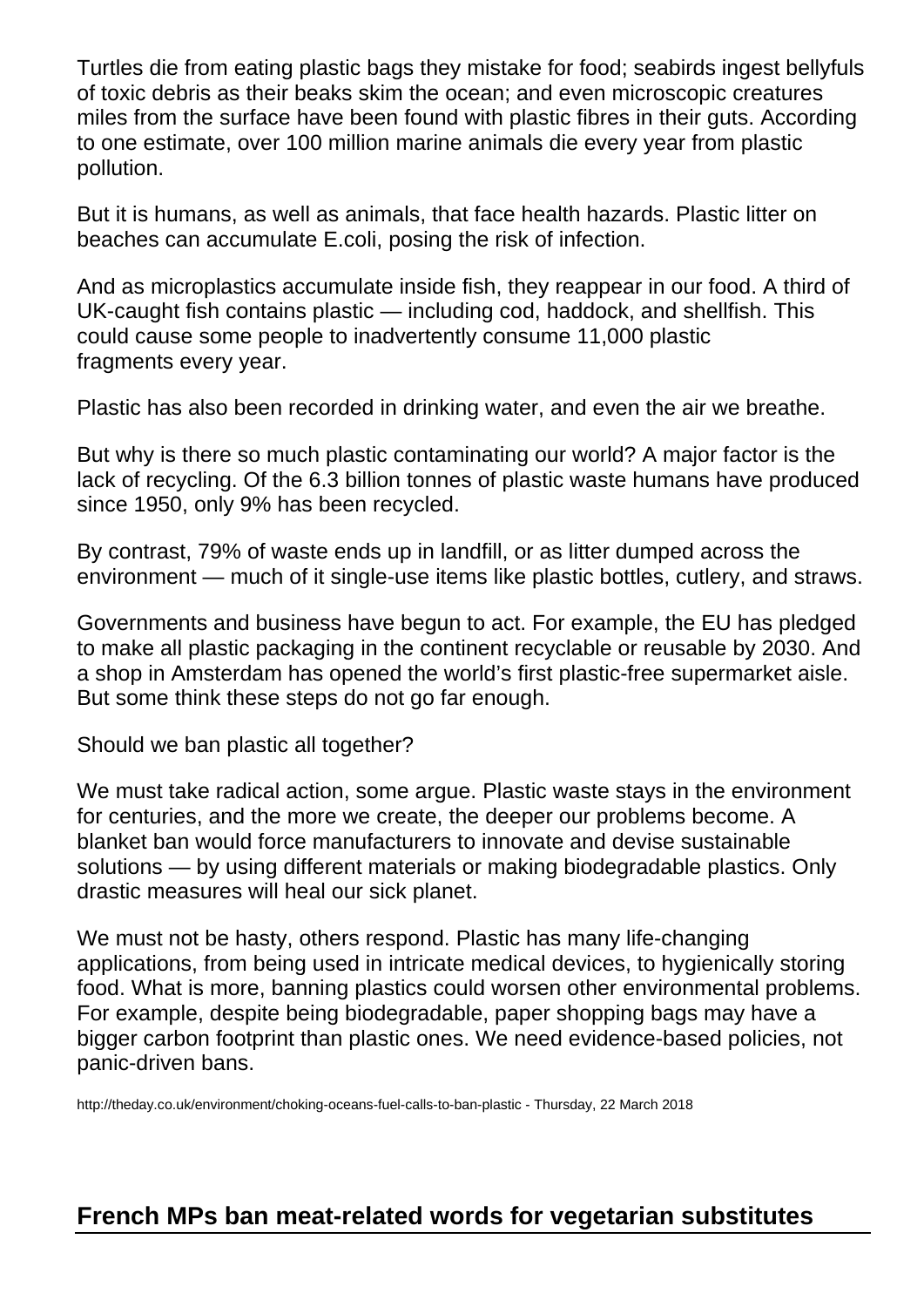Turtles die from eating plastic bags they mistake for food; seabirds ingest bellyfuls of toxic debris as their beaks skim the ocean; and even microscopic creatures miles from the surface have been found with plastic fibres in their guts. According to one estimate, over 100 million marine animals die every year from plastic pollution.

But it is humans, as well as animals, that face health hazards. Plastic litter on beaches can accumulate E.coli, posing the risk of infection.

And as microplastics accumulate inside fish, they reappear in our food. A third of UK-caught fish contains plastic — including cod, haddock, and shellfish. This could cause some people to inadvertently consume 11,000 plastic fragments every year.

Plastic has also been recorded in drinking water, and even the air we breathe.

But why is there so much plastic contaminating our world? A major factor is the lack of recycling. Of the 6.3 billion tonnes of plastic waste humans have produced since 1950, only 9% has been recycled.

By contrast, 79% of waste ends up in landfill, or as litter dumped across the environment — much of it single-use items like plastic bottles, cutlery, and straws.

Governments and business have begun to act. For example, the EU has pledged to make all plastic packaging in the continent recyclable or reusable by 2030. And a shop in Amsterdam has opened the world's first plastic-free supermarket aisle. But some think these steps do not go far enough.

Should we ban plastic all together?

We must take radical action, some argue. Plastic waste stays in the environment for centuries, and the more we create, the deeper our problems become. A blanket ban would force manufacturers to innovate and devise sustainable solutions — by using different materials or making biodegradable plastics. Only drastic measures will heal our sick planet.

We must not be hasty, others respond. Plastic has many life-changing applications, from being used in intricate medical devices, to hygienically storing food. What is more, banning plastics could worsen other environmental problems. For example, despite being biodegradable, paper shopping bags may have a bigger carbon footprint than plastic ones. We need evidence-based policies, not panic-driven bans.

http://theday.co.uk/environment/choking-oceans-fuel-calls-to-ban-plastic - Thursday, 22 March 2018

## French MPs ban meat-related words for vegetarian substitutes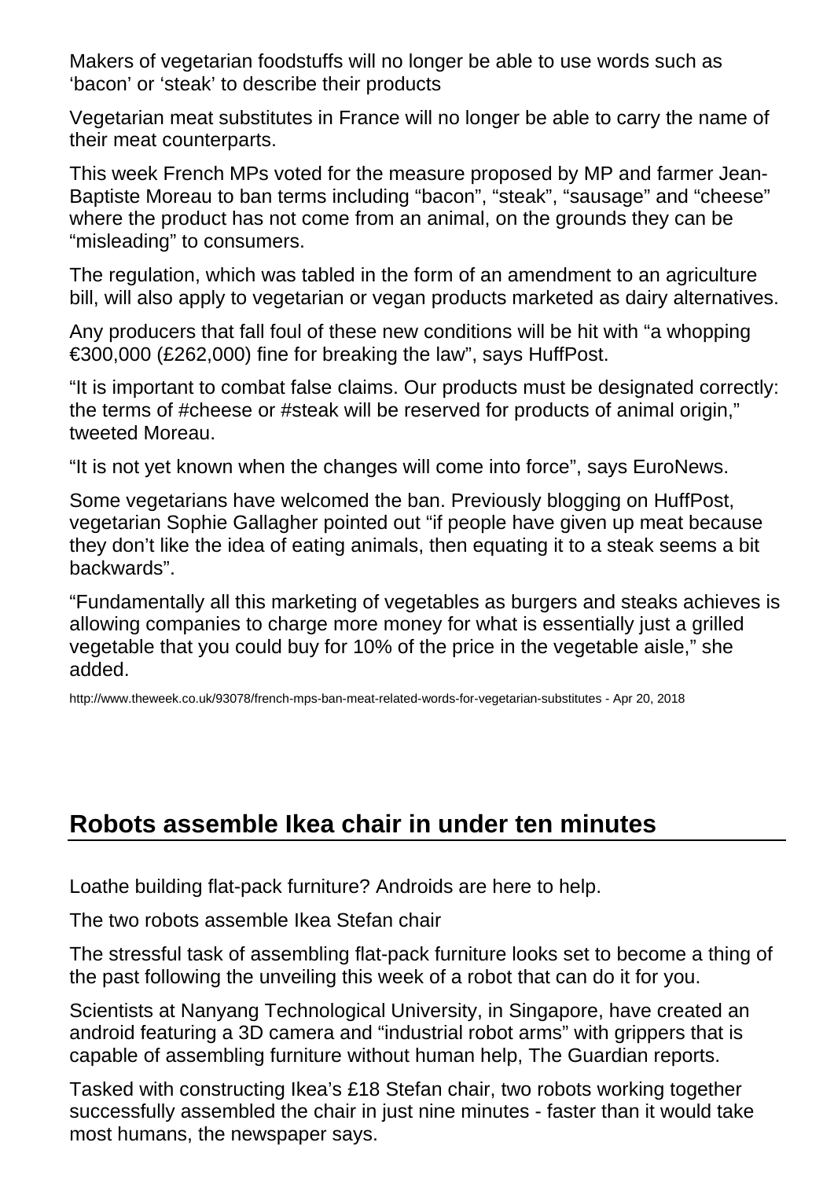Makers of vegetarian foodstuffs will no longer be able to use words such as 'bacon' or 'steak' to describe their products

Vegetarian meat substitutes in France will no longer be able to carry the name of their meat counterparts.

This week French MPs voted for the measure proposed by MP and farmer Jean-Baptiste Moreau to ban terms including "bacon", "steak", "sausage" and "cheese" where the product has not come from an animal, on the grounds they can be "misleading" to consumers.

The regulation, which was tabled in the form of an amendment to an agriculture bill, will also apply to vegetarian or vegan products marketed as dairy alternatives.

Any producers that fall foul of these new conditions will be hit with "a whopping €300,000 (£262,000) fine for breaking the law", says HuffPost.

"It is important to combat false claims. Our products must be designated correctly: the terms of #cheese or #steak will be reserved for products of animal origin," tweeted Moreau.

"It is not yet known when the changes will come into force", says EuroNews.

Some vegetarians have welcomed the ban. Previously blogging on HuffPost, vegetarian Sophie Gallagher pointed out "if people have given up meat because they don't like the idea of eating animals, then equating it to a steak seems a bit backwards".

"Fundamentally all this marketing of vegetables as burgers and steaks achieves is allowing companies to charge more money for what is essentially just a grilled vegetable that you could buy for 10% of the price in the vegetable aisle," she added.

http://www.theweek.co.uk/93078/french-mps-ban-meat-related-words-for-vegetarian-substitutes - Apr 20, 2018

## Robots assemble Ikea chair in under ten minutes

Loathe building flat-pack furniture? Androids are here to help.

The two robots assemble Ikea Stefan chair

The stressful task of assembling flat-pack furniture looks set to become a thing of the past following the unveiling this week of a robot that can do it for you.

Scientists at Nanyang Technological University, in Singapore, have created an android featuring a 3D camera and "industrial robot arms" with grippers that is capable of assembling furniture without human help, The Guardian reports.

Tasked with constructing Ikea's £18 Stefan chair, two robots working together successfully assembled the chair in just nine minutes - faster than it would take most humans, the newspaper says.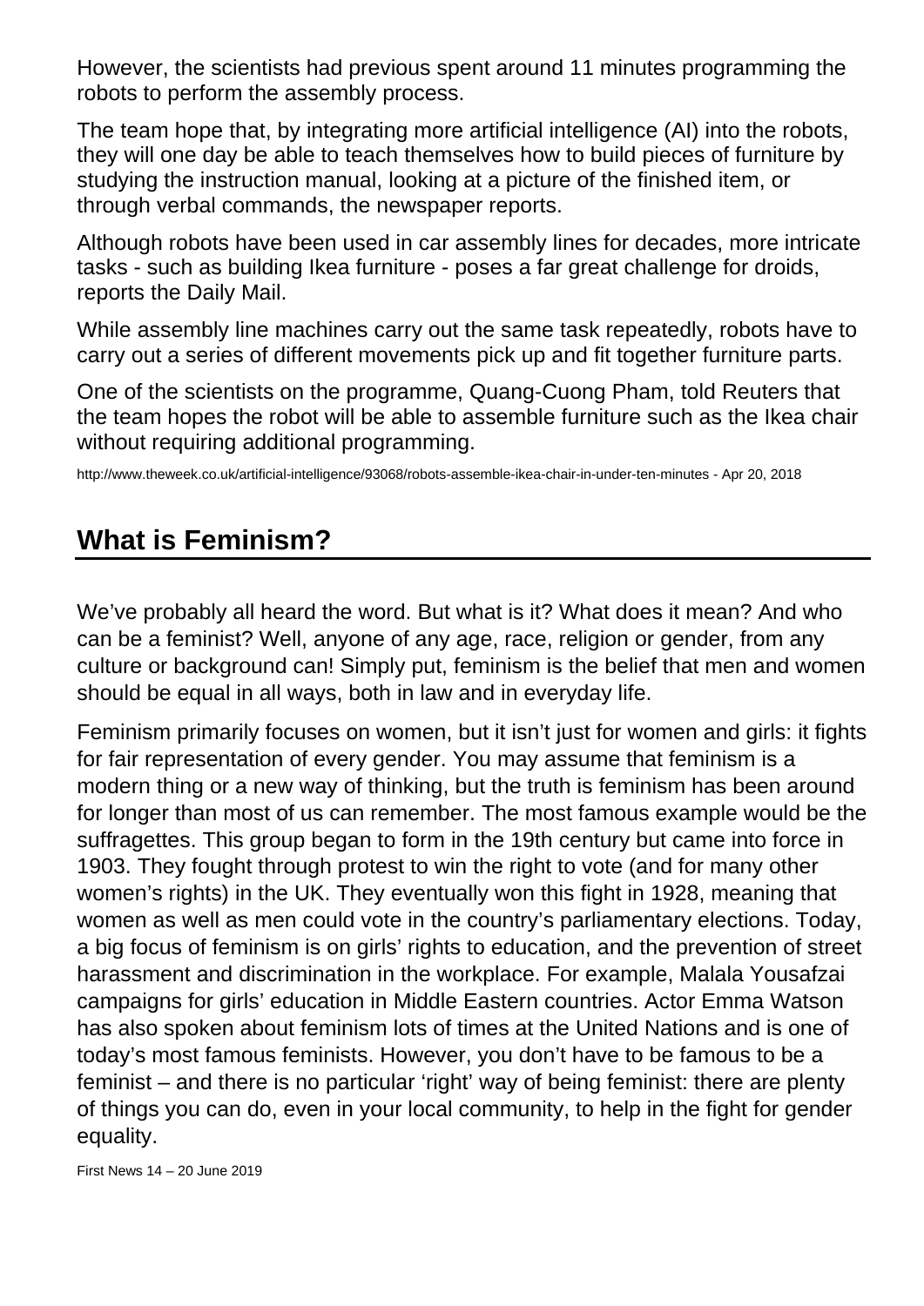However, the scientists had previous spent around 11 minutes programming the robots to perform the assembly process.

The team hope that, by integrating more artificial intelligence (AI) into the robots, they will one day be able to teach themselves how to build pieces of furniture by studying the instruction manual, looking at a picture of the finished item, or through verbal commands, the newspaper reports.

Although robots have been used in car assembly lines for decades, more intricate tasks - such as building Ikea furniture - poses a far great challenge for droids, reports the Daily Mail.

While assembly line machines carry out the same task repeatedly, robots have to carry out a series of different movements pick up and fit together furniture parts.

One of the scientists on the programme, Quang-Cuong Pham, told Reuters that the team hopes the robot will be able to assemble furniture such as the Ikea chair without requiring additional programming.

http://www.theweek.co.uk/artificial-intelligence/93068/robots-assemble-ikea-chair-in-under-ten-minutes - Apr 20, 2018

## What is Feminism?

We've probably all heard the word. But what is it? What does it mean? And who can be a feminist? Well, anyone of any age, race, religion or gender, from any culture or background can! Simply put, feminism is the belief that men and women should be equal in all ways, both in law and in everyday life.

Feminism primarily focuses on women, but it isn't just for women and girls: it fights for fair representation of every gender. You may assume that feminism is a modern thing or a new way of thinking, but the truth is feminism has been around for longer than most of us can remember. The most famous example would be the suffragettes. This group began to form in the 19th century but came into force in 1903. They fought through protest to win the right to vote (and for many other women's rights) in the UK. They eventually won this fight in 1928, meaning that women as well as men could vote in the country's parliamentary elections. Today, a big focus of feminism is on girls' rights to education, and the prevention of street harassment and discrimination in the workplace. For example, Malala Yousafzai campaigns for girls' education in Middle Eastern countries. Actor Emma Watson has also spoken about feminism lots of times at the United Nations and is one of today's most famous feminists. However, you don't have to be famous to be a feminist – and there is no particular 'right' way of being feminist: there are plenty of things you can do, even in your local community, to help in the fight for gender equality.

First News 14 – 20 June 2019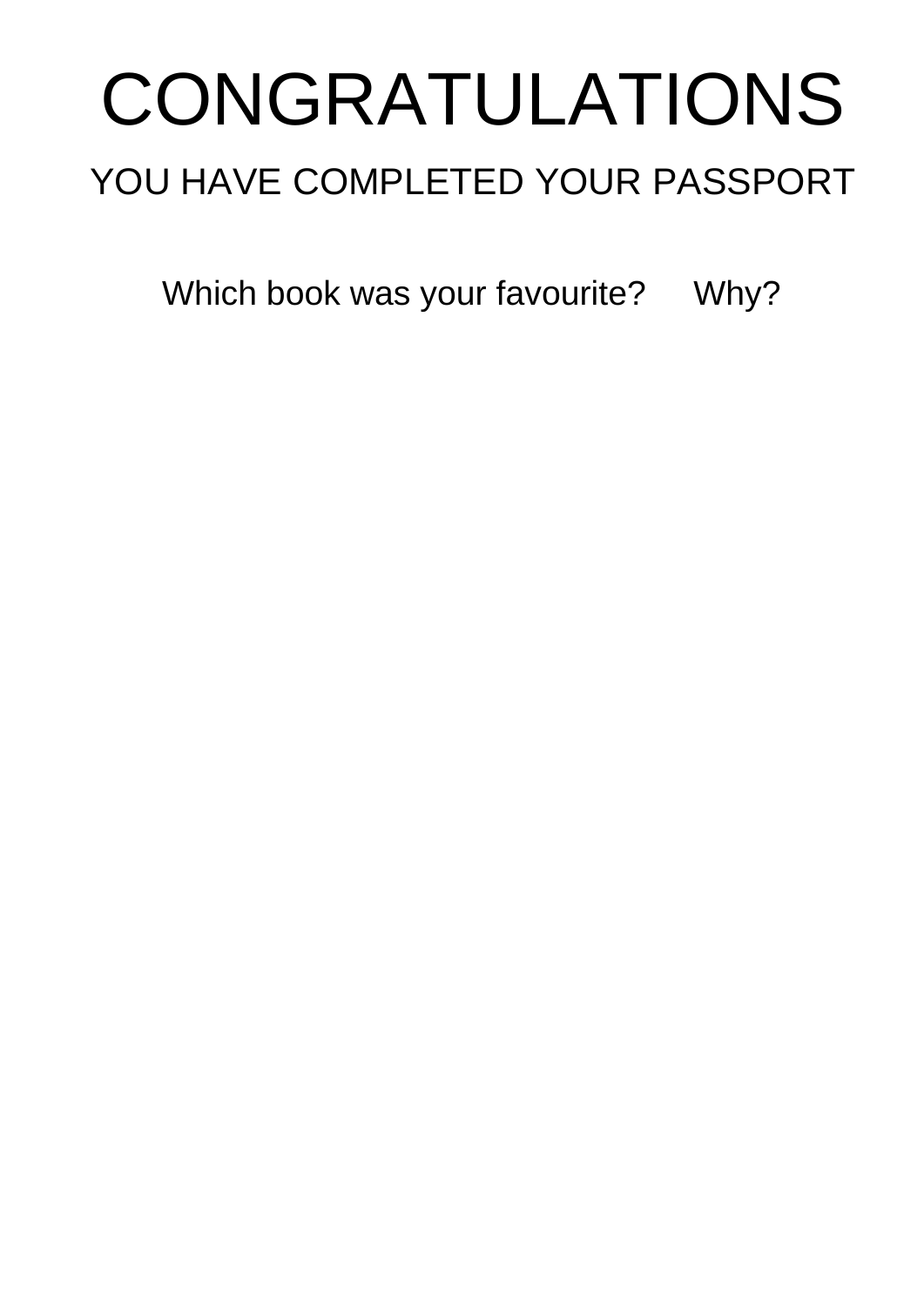# CONGRATULATIONS

## YOU HAVE COMPLETED YOUR PASSPORT

Which book was your favourite? Why?